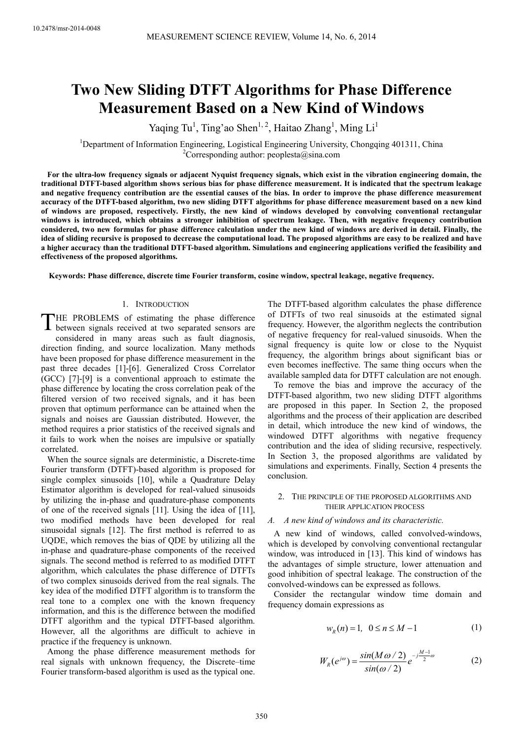# Two New Sliding DTFT Algorithms for Phase Difference Measurement Based on a New Kind of Windows

Yaqing Tu[1], Ting'ao Shen[1, 2], Haitao Zhang[1], Ming Li[1]

[1]Department of Information Engineering, Logistical Engineering University, Chongqing 401311, China
[2]Corresponding author: peoplesta@sina.com

**For the ultra-low frequency signals or adjacent Nyquist frequency signals, which exist in the vibration engineering domain, the traditional DTFT-based algorithm shows serious bias for phase difference measurement. It is indicated that the spectrum leakage and negative frequency contribution are the essential causes of the bias. In order to improve the phase difference measurement accuracy of the DTFT-based algorithm, two new sliding DTFT algorithms for phase difference measurement based on a new kind of windows are proposed, respectively. Firstly, the new kind of windows developed by convolving conventional rectangular windows is introduced, which obtains a stronger inhibition of spectrum leakage. Then, with negative frequency contribution considered, two new formulas for phase difference calculation under the new kind of windows are derived in detail. Finally, the idea of sliding recursive is proposed to decrease the computational load. The proposed algorithms are easy to be realized and have a higher accuracy than the traditional DTFT-based algorithm. Simulations and engineering applications verified the feasibility and effectiveness of the proposed algorithms.**

**Keywords: Phase difference, discrete time Fourier transform, cosine window, spectral leakage, negative frequency.**

## 1. Introduction

The problems of estimating the phase difference between signals received at two separated sensors are considered in many areas such as fault diagnosis, direction finding, and source localization. Many methods have been proposed for phase difference measurement in the past three decades [1]-[6]. Generalized Cross Correlator (GCC) [7]-[9] is a conventional approach to estimate the phase difference by locating the cross correlation peak of the filtered version of two received signals, and it has been proven that optimum performance can be attained when the signals and noises are Gaussian distributed. However, the method requires a prior statistics of the received signals and it fails to work when the noises are impulsive or spatially correlated.

When the source signals are deterministic, a Discrete-time Fourier transform (DTFT)-based algorithm is proposed for single complex sinusoids [10], while a Quadrature Delay Estimator algorithm is developed for real-valued sinusoids by utilizing the in-phase and quadrature-phase components of one of the received signals [11]. Using the idea of [11], two modified methods have been developed for real sinusoidal signals [12]. The first method is referred to as UQDE, which removes the bias of QDE by utilizing all the in-phase and quadrature-phase components of the received signals. The second method is referred to as modified DTFT algorithm, which calculates the phase difference of DTFTs of two complex sinusoids derived from the real signals. The key idea of the modified DTFT algorithm is to transform the real tone to a complex one with the known frequency information, and this is the difference between the modified DTFT algorithm and the typical DTFT-based algorithm. However, all the algorithms are difficult to achieve in practice if the frequency is unknown.

Among the phase difference measurement methods for real signals with unknown frequency, the Discrete–time Fourier transform-based algorithm is used as the typical one. The DTFT-based algorithm calculates the phase difference of DTFTs of two real sinusoids at the estimated signal frequency. However, the algorithm neglects the contribution of negative frequency for real-valued sinusoids. When the signal frequency is quite low or close to the Nyquist frequency, the algorithm brings about significant bias or even becomes ineffective. The same thing occurs when the available sampled data for DTFT calculation are not enough.

To remove the bias and improve the accuracy of the DTFT-based algorithm, two new sliding DTFT algorithms are proposed in this paper. In Section 2, the proposed algorithms and the process of their application are described in detail, which introduce the new kind of windows, the windowed DTFT algorithms with negative frequency contribution and the idea of sliding recursive, respectively. In Section 3, the proposed algorithms are validated by simulations and experiments. Finally, Section 4 presents the conclusion.

## 2. The principle of the proposed algorithms and their application process

### A. A new kind of windows and its characteristic.

A new kind of windows, called convolved-windows, which is developed by convolving conventional rectangular window, was introduced in [13]. This kind of windows has the advantages of simple structure, lower attenuation and good inhibition of spectral leakage. The construction of the convolved-windows can be expressed as follows.

Consider the rectangular window time domain and frequency domain expressions as

$$w_R(n) = 1, \quad 0 \le n \le M-1 \tag{1}$$

$$W_R(e^{j\omega}) = \frac{sin(M\omega/2)}{sin(\omega/2)} e^{-j\frac{M-1}{2}\omega} \tag{2}$$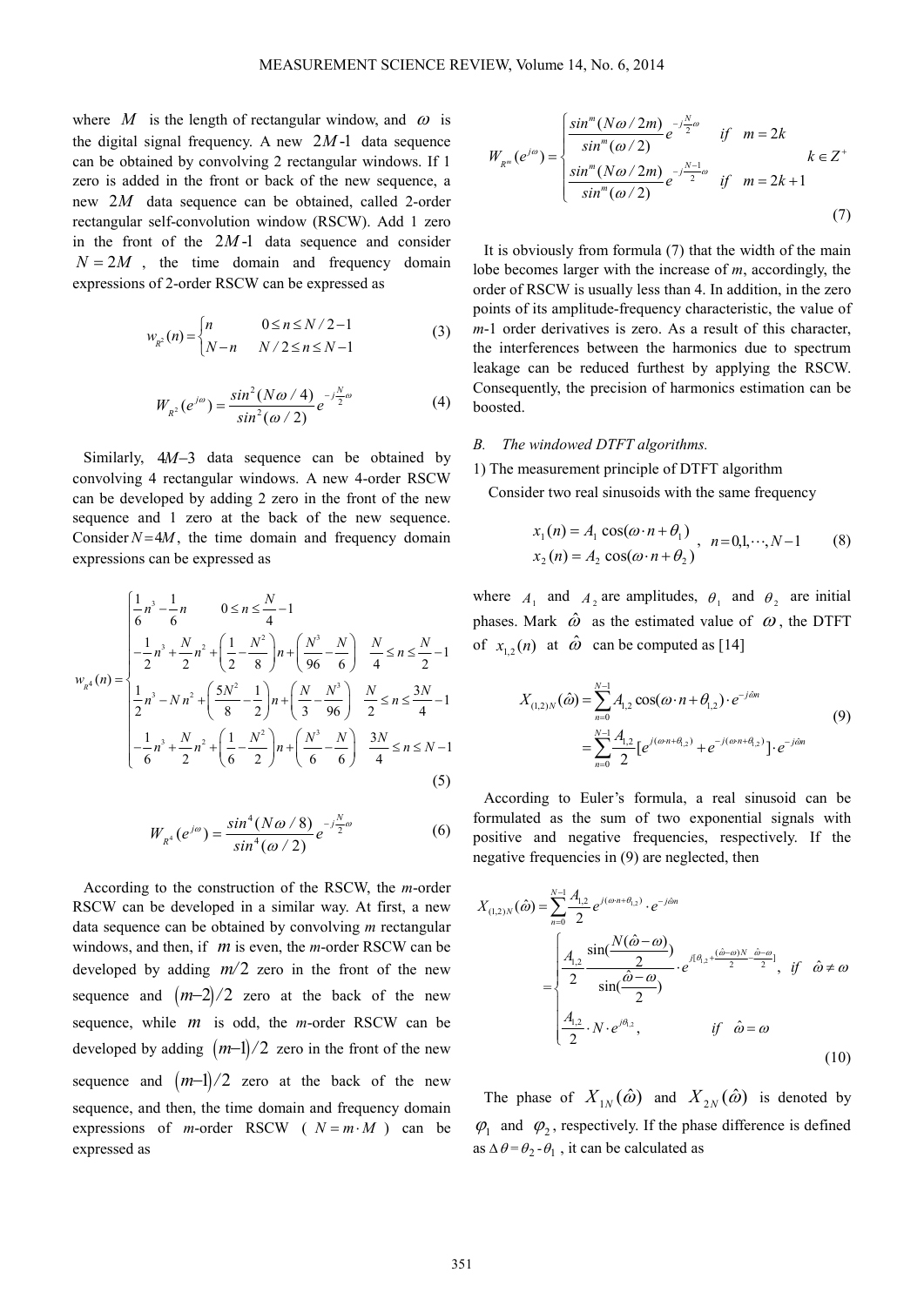where $M$ is the length of rectangular window, and $\omega$ is the digital signal frequency. A new $2M$-1 data sequence can be obtained by convolving 2 rectangular windows. If 1 zero is added in the front or back of the new sequence, a new $2M$ data sequence can be obtained, called 2-order rectangular self-convolution window (RSCW). Add 1 zero in the front of the $2M$-1 data sequence and consider $N = 2M$, the time domain and frequency domain expressions of 2-order RSCW can be expressed as

$$w_{R^2}(n) = \begin{cases} n & 0 \le n \le N/2 - 1 \\ N - n & N/2 \le n \le N - 1 \end{cases} \tag{3}$$

$$W_{R^2}(e^{j\omega}) = \frac{sin^2(N\omega/4)}{sin^2(\omega/2)} e^{-j\frac{N}{2}\omega} \tag{4}$$

Similarly, $4M$–3 data sequence can be obtained by convolving 4 rectangular windows. A new 4-order RSCW can be developed by adding 2 zero in the front of the new sequence and 1 zero at the back of the new sequence. Consider $N = 4M$, the time domain and frequency domain expressions can be expressed as

$$w_{R^4}(n) = \begin{cases} \frac{1}{6}n^3 - \frac{1}{6}n & 0 \le n \le \frac{N}{4} - 1 \\ -\frac{1}{2}n^3 + \frac{N}{2}n^2 + \left(\frac{1}{2} - \frac{N^2}{8}\right)n + \left(\frac{N^3}{96} - \frac{N}{6}\right) & \frac{N}{4} \le n \le \frac{N}{2} - 1 \\ \frac{1}{2}n^3 - Nn^2 + \left(\frac{5N^2}{8} - \frac{1}{2}\right)n + \left(\frac{N}{3} - \frac{N^3}{96}\right) & \frac{N}{2} \le n \le \frac{3N}{4} - 1 \\ -\frac{1}{6}n^3 + \frac{N}{2}n^2 + \left(\frac{1}{6} - \frac{N^2}{2}\right)n + \left(\frac{N^3}{6} - \frac{N}{6}\right) & \frac{3N}{4} \le n \le N - 1 \end{cases} \tag{5}$$

$$W_{R^4}(e^{j\omega}) = \frac{sin^4(N\omega/8)}{sin^4(\omega/2)} e^{-j\frac{N}{2}\omega} \tag{6}$$

According to the construction of the RSCW, the *m*-order RSCW can be developed in a similar way. At first, a new data sequence can be obtained by convolving *m* rectangular windows, and then, if $m$ is even, the *m*-order RSCW can be developed by adding $m/2$ zero in the front of the new sequence and $(m-2)/2$ zero at the back of the new sequence, while $m$ is odd, the *m*-order RSCW can be developed by adding $(m-1)/2$ zero in the front of the new sequence and $(m-1)/2$ zero at the back of the new sequence, and then, the time domain and frequency domain expressions of *m*-order RSCW ($N = m \cdot M$) can be expressed as

$$W_{R^m}(e^{j\omega}) = \begin{cases} \frac{sin^m(N\omega/2m)}{sin^m(\omega/2)} e^{-j\frac{N}{2}\omega} & if \quad m = 2k \\ \frac{sin^m(N\omega/2m)}{sin^m(\omega/2)} e^{-j\frac{N-1}{2}\omega} & if \quad m = 2k+1 \end{cases} \quad k \in Z^+ \tag{7}$$

It is obviously from formula (7) that the width of the main lobe becomes larger with the increase of *m*, accordingly, the order of RSCW is usually less than 4. In addition, in the zero points of its amplitude-frequency characteristic, the value of *m*-1 order derivatives is zero. As a result of this character, the interferences between the harmonics due to spectrum leakage can be reduced furthest by applying the RSCW. Consequently, the precision of harmonics estimation can be boosted.

### *B. The windowed DTFT algorithms.*

1) The measurement principle of DTFT algorithm

Consider two real sinusoids with the same frequency

$$\begin{aligned} x_1(n) &= A_1 \cos(\omega \cdot n + \theta_1) \\ x_2(n) &= A_2 \cos(\omega \cdot n + \theta_2) \end{aligned}, \quad n = 0, 1, \cdots, N-1 \tag{8}$$

where $A_1$ and $A_2$ are amplitudes, $\theta_1$ and $\theta_2$ are initial phases. Mark $\hat{\omega}$ as the estimated value of $\omega$, the DTFT of $x_{1,2}(n)$ at $\hat{\omega}$ can be computed as [14]

$$\begin{aligned} X_{(1,2)N}(\hat{\omega}) &= \sum_{n=0}^{N-1} A_{1,2} \cos(\omega \cdot n + \theta_{1,2}) \cdot e^{-j\hat{\omega}n} \\ &= \sum_{n=0}^{N-1} \frac{A_{1,2}}{2} [e^{j(\omega \cdot n + \theta_{1,2})} + e^{-j(\omega \cdot n + \theta_{1,2})}] \cdot e^{-j\hat{\omega}n} \end{aligned} \tag{9}$$

According to Euler's formula, a real sinusoid can be formulated as the sum of two exponential signals with positive and negative frequencies, respectively. If the negative frequencies in (9) are neglected, then

$$\begin{aligned} X_{(1,2)N}(\hat{\omega}) &= \sum_{n=0}^{N-1} \frac{A_{1,2}}{2} e^{j(\omega \cdot n + \theta_{1,2})} \cdot e^{-j\hat{\omega}n} \\ &= \begin{cases} \frac{A_{1,2}}{2} \frac{\sin(\frac{N(\hat{\omega} - \omega)}{2})}{\sin(\frac{\hat{\omega} - \omega}{2})} \cdot e^{j[\theta_{1,2} + \frac{(\hat{\omega} - \omega)N}{2} - \frac{\hat{\omega} - \omega}{2}]}, & if \quad \hat{\omega} \ne \omega \\ \frac{A_{1,2}}{2} \cdot N \cdot e^{j\theta_{1,2}}, & if \quad \hat{\omega} = \omega \end{cases} \end{aligned} \tag{10}$$

The phase of $X_{1N}(\hat{\omega})$ and $X_{2N}(\hat{\omega})$ is denoted by $\varphi_1$ and $\varphi_2$, respectively. If the phase difference is defined as $\Delta\theta = \theta_2 - \theta_1$, it can be calculated as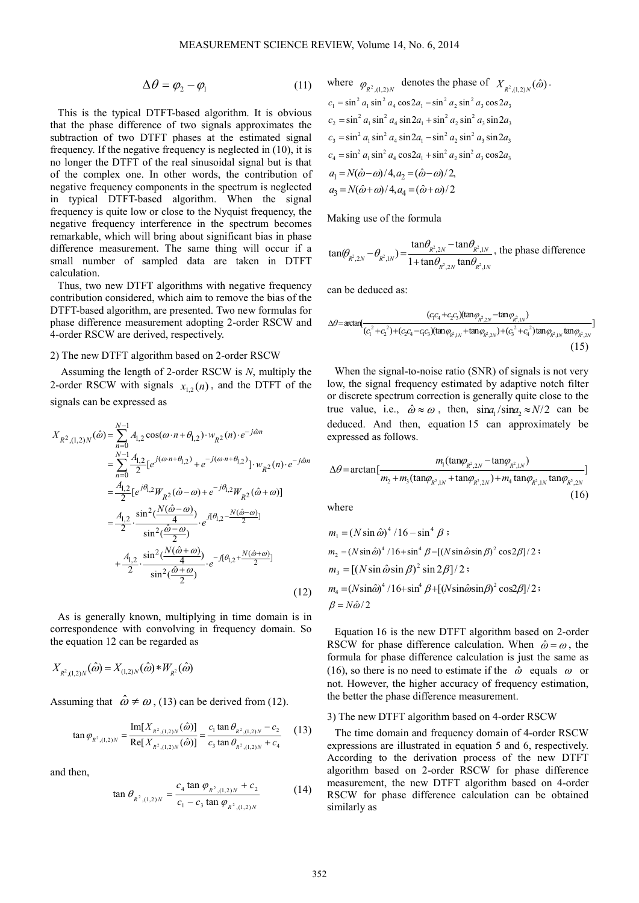$$\Delta\theta = \varphi_2 - \varphi_1 \tag{11}$$

This is the typical DTFT-based algorithm. It is obvious that the phase difference of two signals approximates the subtraction of two DTFT phases at the estimated signal frequency. If the negative frequency is neglected in (10), it is no longer the DTFT of the real sinusoidal signal but is that of the complex one. In other words, the contribution of negative frequency components in the spectrum is neglected in typical DTFT-based algorithm. When the signal frequency is quite low or close to the Nyquist frequency, the negative frequency interference in the spectrum becomes remarkable, which will bring about significant bias in phase difference measurement. The same thing will occur if a small number of sampled data are taken in DTFT calculation.

Thus, two new DTFT algorithms with negative frequency contribution considered, which aim to remove the bias of the DTFT-based algorithm, are presented. Two new formulas for phase difference measurement adopting 2-order RSCW and 4-order RSCW are derived, respectively.

2) The new DTFT algorithm based on 2-order RSCW

Assuming the length of 2-order RSCW is $N$, multiply the 2-order RSCW with signals $x_{1,2}(n)$, and the DTFT of the signals can be expressed as

$$\begin{aligned}
X_{R^2,(1,2)N}(\hat{\omega}) &= \sum_{n=0}^{N-1} A_{1,2}\cos(\omega\cdot n+\theta_{1,2})\cdot w_{R^2}(n)\cdot e^{-j\hat{\omega}n} \\
&= \sum_{n=0}^{N-1} \frac{A_{1,2}}{2}[e^{j(\omega\cdot n+\theta_{1,2})}+e^{-j(\omega\cdot n+\theta_{1,2})}]\cdot w_{R^2}(n)\cdot e^{-j\hat{\omega}n} \\
&= \frac{A_{1,2}}{2}[e^{j\theta_{1,2}}W_{R^2}(\hat{\omega}-\omega)+e^{-j\theta_{1,2}}W_{R^2}(\hat{\omega}+\omega)] \\
&= \frac{A_{1,2}}{2}\cdot\frac{\sin^2(\frac{N(\hat{\omega}-\omega)}{4})}{\sin^2(\frac{\hat{\omega}-\omega}{2})}\cdot e^{j[\theta_{1,2}-\frac{N(\hat{\omega}-\omega)}{2}]} \\
&\quad +\frac{A_{1,2}}{2}\cdot\frac{\sin^2(\frac{N(\hat{\omega}+\omega)}{4})}{\sin^2(\frac{\hat{\omega}+\omega}{2})}\cdot e^{-j[\theta_{1,2}+\frac{N(\hat{\omega}+\omega)}{2}]}
\end{aligned} \tag{12}$$

As is generally known, multiplying in time domain is in correspondence with convolving in frequency domain. So the equation 12 can be regarded as

$$X_{R^2,(1,2)N}(\hat{\omega}) = X_{(1,2)N}(\hat{\omega}) * W_{R^2}(\hat{\omega})$$

Assuming that $\hat{\omega} \neq \omega$, (13) can be derived from (12).

$$\tan\varphi_{R^2,(1,2)N} = \frac{\mathrm{Im}[X_{R^2,(1,2)N}(\hat{\omega})]}{\mathrm{Re}[X_{R^2,(1,2)N}(\hat{\omega})]} = \frac{c_1\tan\theta_{R^2,(1,2)N}-c_2}{c_3\tan\theta_{R^2,(1,2)N}+c_4} \tag{13}$$

and then,

$$\tan\theta_{R^2,(1,2)N} = \frac{c_4\tan\varphi_{R^2,(1,2)N}+c_2}{c_1-c_3\tan\varphi_{R^2,(1,2)N}} \tag{14}$$

where $\varphi_{R^2,(1,2)N}$ denotes the phase of $X_{R^2,(1,2)N}(\hat{\omega})$.

$c_1 = \sin^2 a_1\sin^2 a_4\cos 2a_1 - \sin^2 a_2\sin^2 a_3\cos 2a_3$

$c_2 = \sin^2 a_1\sin^2 a_4\sin 2a_1 + \sin^2 a_2\sin^2 a_3\sin 2a_3$

$c_3 = \sin^2 a_1\sin^2 a_4\sin 2a_1 - \sin^2 a_2\sin^2 a_3\sin 2a_3$

$c_4 = \sin^2 a_1\sin^2 a_4\cos 2a_1 + \sin^2 a_2\sin^2 a_3\cos 2a_3$

$a_1 = N(\hat{\omega}-\omega)/4, a_2 = (\hat{\omega}-\omega)/2,$

$a_3 = N(\hat{\omega}+\omega)/4, a_4 = (\hat{\omega}+\omega)/2$

Making use of the formula

$\tan(\theta_{R^2,2N}-\theta_{R^2,1N}) = \dfrac{\tan\theta_{R^2,2N}-\tan\theta_{R^2,1N}}{1+\tan\theta_{R^2,2N}\tan\theta_{R^2,1N}}$, the phase difference can be deduced as:

$$\Delta\theta = \arctan\left[\frac{(c_1c_4+c_2c_3)(\tan\varphi_{R^2,2N}-\tan\varphi_{R^2,1N})}{(c_1^2+c_2^2)+(c_2c_4-c_1c_3)(\tan\varphi_{R^2,1N}+\tan\varphi_{R^2,2N})+(c_3^2+c_4^2)\tan\varphi_{R^2,1N}\tan\varphi_{R^2,2N}}\right] \tag{15}$$

When the signal-to-noise ratio (SNR) of signals is not very low, the signal frequency estimated by adaptive notch filter or discrete spectrum correction is generally quite close to the true value, i.e., $\hat{\omega} \approx \omega$, then, $\sin a_1/\sin a_2 \approx N/2$ can be deduced. And then, equation 15 can approximately be expressed as follows.

$$\Delta\theta = \arctan\left[\frac{m_1(\tan\varphi_{R^2,2N}-\tan\varphi_{R^2,1N})}{m_2+m_3(\tan\varphi_{R^2,1N}+\tan\varphi_{R^2,2N})+m_4\tan\varphi_{R^2,1N}\tan\varphi_{R^2,2N}}\right] \tag{16}$$

where

$m_1 = (N\sin\hat{\omega})^4/16 - \sin^4\beta$;

$m_2 = (N\sin\hat{\omega})^4/16 + \sin^4\beta - [(N\sin\hat{\omega}\sin\beta)^2\cos 2\beta]/2$;

$m_3 = [(N\sin\hat{\omega}\sin\beta)^2\sin 2\beta]/2$;

$m_4 = (N\sin\hat{\omega})^4/16 + \sin^4\beta + [(N\sin\hat{\omega}\sin\beta)^2\cos 2\beta]/2$;

$\beta = N\hat{\omega}/2$

Equation 16 is the new DTFT algorithm based on 2-order RSCW for phase difference calculation. When $\hat{\omega} = \omega$, the formula for phase difference calculation is just the same as (16), so there is no need to estimate if the $\hat{\omega}$ equals $\omega$ or not. However, the higher accuracy of frequency estimation, the better the phase difference measurement.

3) The new DTFT algorithm based on 4-order RSCW

The time domain and frequency domain of 4-order RSCW expressions are illustrated in equation 5 and 6, respectively. According to the derivation process of the new DTFT algorithm based on 2-order RSCW for phase difference measurement, the new DTFT algorithm based on 4-order RSCW for phase difference calculation can be obtained similarly as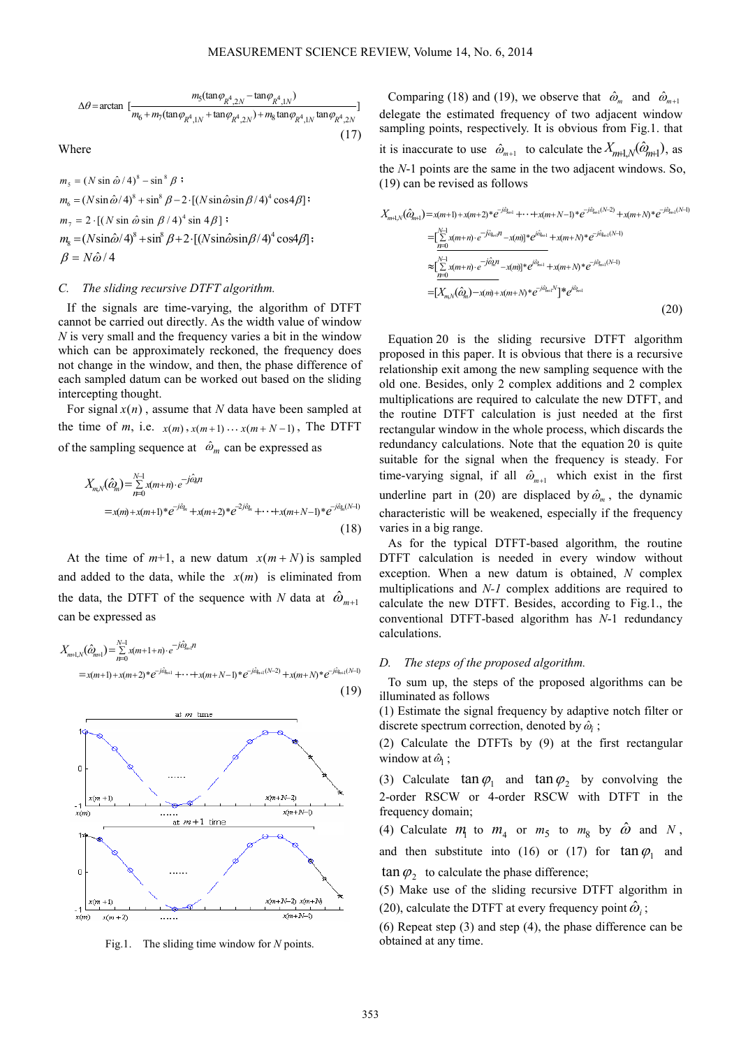$$\Delta\theta = \arctan\left[\frac{m_5(\tan\varphi_{R^4,2N} - \tan\varphi_{R^4,1N})}{m_6 + m_7(\tan\varphi_{R^4,1N} + \tan\varphi_{R^4,2N}) + m_8 \tan\varphi_{R^4,1N}\tan\varphi_{R^4,2N}}\right] \tag{17}$$

Where

$m_5 = (N\sin\hat{\omega}/4)^8 - \sin^8\beta$；

$m_6 = (N\sin\hat{\omega}/4)^8 + \sin^8\beta - 2\cdot[(N\sin\hat{\omega}\sin\beta/4)^4\cos 4\beta]$；

$m_7 = 2\cdot[(N\sin\hat{\omega}\sin\beta/4)^4\sin 4\beta]$；

$m_8 = (N\sin\hat{\omega}/4)^8 + \sin^8\beta + 2\cdot[(N\sin\hat{\omega}\sin\beta/4)^4\cos 4\beta]$；

$\beta = N\hat{\omega}/4$

### C. The sliding recursive DTFT algorithm.

If the signals are time-varying, the algorithm of DTFT cannot be carried out directly. As the width value of window $N$ is very small and the frequency varies a bit in the window which can be approximately reckoned, the frequency does not change in the window, and then, the phase difference of each sampled datum can be worked out based on the sliding intercepting thought.

For signal $x(n)$, assume that $N$ data have been sampled at the time of $m$, i.e. $x(m), x(m+1) \cdots x(m+N-1)$, The DTFT of the sampling sequence at $\hat{\omega}_m$ can be expressed as

$$\begin{aligned} X_{m,N}(\hat{\omega}_m) &= \sum_{n=0}^{N-1} x(m+n)\cdot e^{-j\hat{\omega}_m n} \\ &= x(m) + x(m+1)*e^{-j\hat{\omega}_m} + x(m+2)*e^{-2j\hat{\omega}_m} + \cdots + x(m+N-1)*e^{-j\hat{\omega}_m(N-1)} \end{aligned} \tag{18}$$

At the time of $m$+1, a new datum $x(m+N)$ is sampled and added to the data, while the $x(m)$ is eliminated from the data, the DTFT of the sequence with $N$ data at $\hat{\omega}_{m+1}$ can be expressed as

$$\begin{aligned} X_{m+1,N}(\hat{\omega}_{m+1}) &= \sum_{n=0}^{N-1} x(m+1+n)\cdot e^{-j\hat{\omega}_{m+1} n} \\ &= x(m+1) + x(m+2)*e^{-j\hat{\omega}_{m+1}} + \cdots + x(m+N-1)*e^{-j\hat{\omega}_{m+1}(N-2)} + x(m+N)*e^{-j\hat{\omega}_{m+1}(N-1)} \end{aligned} \tag{19}$$

Fig.1. The sliding time window for $N$ points.

Comparing (18) and (19), we observe that $\hat{\omega}_m$ and $\hat{\omega}_{m+1}$ delegate the estimated frequency of two adjacent window sampling points, respectively. It is obvious from Fig.1. that it is inaccurate to use $\hat{\omega}_{m+1}$ to calculate the $X_{m+1,N}(\hat{\omega}_{m+1})$, as the $N$-1 points are the same in the two adjacent windows. So, (19) can be revised as follows

$$\begin{aligned} X_{m+1,N}(\hat{\omega}_{m+1}) &= x(m+1) + x(m+2)*e^{-j\hat{\omega}_{m+1}} + \cdots + x(m+N-1)*e^{-j\hat{\omega}_{m+1}(N-2)} + x(m+N)*e^{-j\hat{\omega}_{m+1}(N-1)} \\ &= [\underline{\sum_{n=0}^{N-1} x(m+n)\cdot e^{-j\hat{\omega}_{m+1} n} - x(m)}]*e^{j\hat{\omega}_{m+1}} + x(m+N)*e^{-j\hat{\omega}_{m+1}(N-1)} \\ &\approx [\sum_{n=0}^{N-1} x(m+n)\cdot e^{-j\hat{\omega}_m n} - x(m)]*e^{j\hat{\omega}_{m+1}} + x(m+N)*e^{-j\hat{\omega}_{m+1}(N-1)} \\ &= [X_{m,N}(\hat{\omega}_m) - x(m) + x(m+N)*e^{-j\hat{\omega}_{m+1} N}]*e^{j\hat{\omega}_{m+1}} \end{aligned} \tag{20}$$

Equation 20 is the sliding recursive DTFT algorithm proposed in this paper. It is obvious that there is a recursive relationship exit among the new sampling sequence with the old one. Besides, only 2 complex additions and 2 complex multiplications are required to calculate the new DTFT, and the routine DTFT calculation is just needed at the first rectangular window in the whole process, which discards the redundancy calculations. Note that the equation 20 is quite suitable for the signal when the frequency is steady. For time-varying signal, if all $\hat{\omega}_{m+1}$ which exist in the first underline part in (20) are displaced by $\hat{\omega}_m$, the dynamic characteristic will be weakened, especially if the frequency varies in a big range.

As for the typical DTFT-based algorithm, the routine DTFT calculation is needed in every window without exception. When a new datum is obtained, $N$ complex multiplications and $N$-1 complex additions are required to calculate the new DTFT. Besides, according to Fig.1., the conventional DTFT-based algorithm has $N$-1 redundancy calculations.

### D. The steps of the proposed algorithm.

To sum up, the steps of the proposed algorithms can be illuminated as follows

(1) Estimate the signal frequency by adaptive notch filter or discrete spectrum correction, denoted by $\hat{\omega}_i$ ;

(2) Calculate the DTFTs by (9) at the first rectangular window at $\hat{\omega}_1$ ;

(3) Calculate $\tan\varphi_1$ and $\tan\varphi_2$ by convolving the 2-order RSCW or 4-order RSCW with DTFT in the frequency domain;

(4) Calculate $m_1$ to $m_4$ or $m_5$ to $m_8$ by $\hat{\omega}$ and $N$, and then substitute into (16) or (17) for $\tan\varphi_1$ and $\tan\varphi_2$ to calculate the phase difference;

(5) Make use of the sliding recursive DTFT algorithm in (20), calculate the DTFT at every frequency point $\hat{\omega}_i$ ;

(6) Repeat step (3) and step (4), the phase difference can be obtained at any time.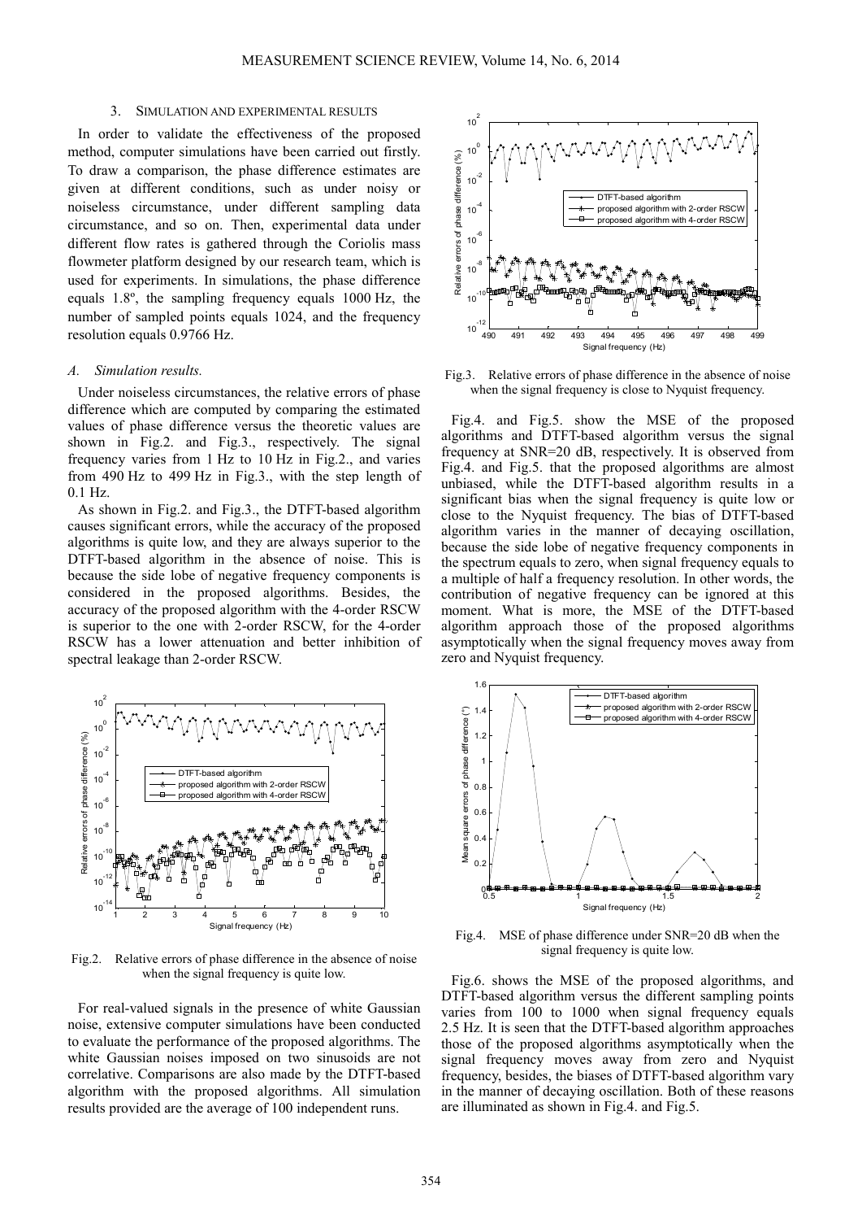## 3. SIMULATION AND EXPERIMENTAL RESULTS

In order to validate the effectiveness of the proposed method, computer simulations have been carried out firstly. To draw a comparison, the phase difference estimates are given at different conditions, such as under noisy or noiseless circumstance, under different sampling data circumstance, and so on. Then, experimental data under different flow rates is gathered through the Coriolis mass flowmeter platform designed by our research team, which is used for experiments. In simulations, the phase difference equals 1.8º, the sampling frequency equals 1000 Hz, the number of sampled points equals 1024, and the frequency resolution equals 0.9766 Hz.

### *A. Simulation results.*

Under noiseless circumstances, the relative errors of phase difference which are computed by comparing the estimated values of phase difference versus the theoretic values are shown in Fig.2. and Fig.3., respectively. The signal frequency varies from 1 Hz to 10 Hz in Fig.2., and varies from 490 Hz to 499 Hz in Fig.3., with the step length of 0.1 Hz.

As shown in Fig.2. and Fig.3., the DTFT-based algorithm causes significant errors, while the accuracy of the proposed algorithms is quite low, and they are always superior to the DTFT-based algorithm in the absence of noise. This is because the side lobe of negative frequency components is considered in the proposed algorithms. Besides, the accuracy of the proposed algorithm with the 4-order RSCW is superior to the one with 2-order RSCW, for the 4-order RSCW has a lower attenuation and better inhibition of spectral leakage than 2-order RSCW.

Fig.2. Relative errors of phase difference in the absence of noise when the signal frequency is quite low.

For real-valued signals in the presence of white Gaussian noise, extensive computer simulations have been conducted to evaluate the performance of the proposed algorithms. The white Gaussian noises imposed on two sinusoids are not correlative. Comparisons are also made by the DTFT-based algorithm with the proposed algorithms. All simulation results provided are the average of 100 independent runs.

Fig.3. Relative errors of phase difference in the absence of noise when the signal frequency is close to Nyquist frequency.

Fig.4. and Fig.5. show the MSE of the proposed algorithms and DTFT-based algorithm versus the signal frequency at SNR=20 dB, respectively. It is observed from Fig.4. and Fig.5. that the proposed algorithms are almost unbiased, while the DTFT-based algorithm results in a significant bias when the signal frequency is quite low or close to the Nyquist frequency. The bias of DTFT-based algorithm varies in the manner of decaying oscillation, because the side lobe of negative frequency components in the spectrum equals to zero, when signal frequency equals to a multiple of half a frequency resolution. In other words, the contribution of negative frequency can be ignored at this moment. What is more, the MSE of the DTFT-based algorithm approach those of the proposed algorithms asymptotically when the signal frequency moves away from zero and Nyquist frequency.

Fig.4. MSE of phase difference under SNR=20 dB when the signal frequency is quite low.

Fig.6. shows the MSE of the proposed algorithms, and DTFT-based algorithm versus the different sampling points varies from 100 to 1000 when signal frequency equals 2.5 Hz. It is seen that the DTFT-based algorithm approaches those of the proposed algorithms asymptotically when the signal frequency moves away from zero and Nyquist frequency, besides, the biases of DTFT-based algorithm vary in the manner of decaying oscillation. Both of these reasons are illuminated as shown in Fig.4. and Fig.5.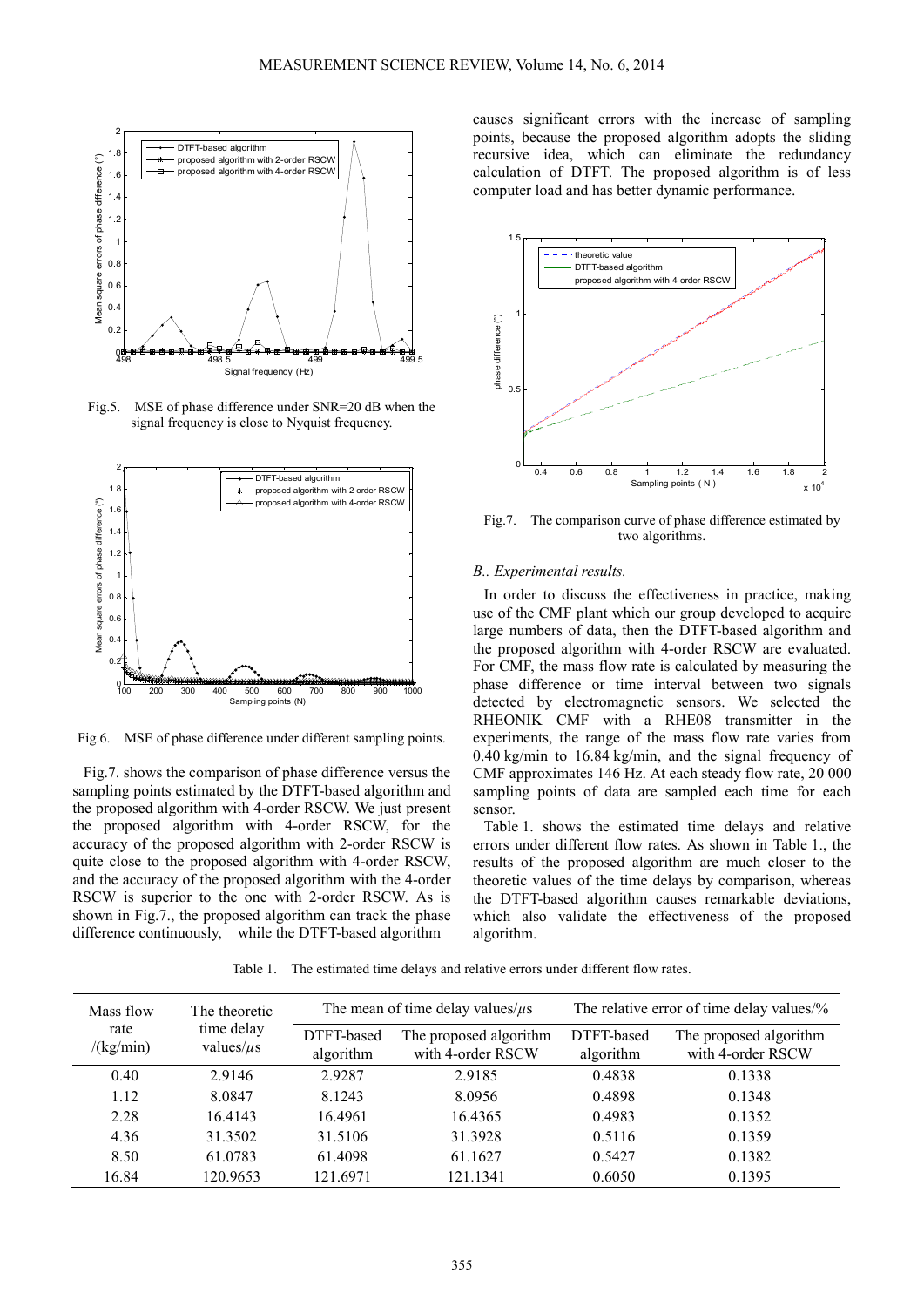Fig.5. MSE of phase difference under SNR=20 dB when the signal frequency is close to Nyquist frequency.

Fig.6. MSE of phase difference under different sampling points.

Fig.7. shows the comparison of phase difference versus the sampling points estimated by the DTFT-based algorithm and the proposed algorithm with 4-order RSCW. We just present the proposed algorithm with 4-order RSCW, for the accuracy of the proposed algorithm with 2-order RSCW is quite close to the proposed algorithm with 4-order RSCW, and the accuracy of the proposed algorithm with the 4-order RSCW is superior to the one with 2-order RSCW. As is shown in Fig.7., the proposed algorithm can track the phase difference continuously, while the DTFT-based algorithm causes significant errors with the increase of sampling points, because the proposed algorithm adopts the sliding recursive idea, which can eliminate the redundancy calculation of DTFT. The proposed algorithm is of less computer load and has better dynamic performance.

Fig.7. The comparison curve of phase difference estimated by two algorithms.

### B.. Experimental results.

In order to discuss the effectiveness in practice, making use of the CMF plant which our group developed to acquire large numbers of data, then the DTFT-based algorithm and the proposed algorithm with 4-order RSCW are evaluated. For CMF, the mass flow rate is calculated by measuring the phase difference or time interval between two signals detected by electromagnetic sensors. We selected the RHEONIK CMF with a RHE08 transmitter in the experiments, the range of the mass flow rate varies from 0.40 kg/min to 16.84 kg/min, and the signal frequency of CMF approximates 146 Hz. At each steady flow rate, 20 000 sampling points of data are sampled each time for each sensor.

Table 1. shows the estimated time delays and relative errors under different flow rates. As shown in Table 1., the results of the proposed algorithm are much closer to the theoretic values of the time delays by comparison, whereas the DTFT-based algorithm causes remarkable deviations, which also validate the effectiveness of the proposed algorithm.

Table 1. The estimated time delays and relative errors under different flow rates.

| Mass flow rate /(kg/min) | The theoretic time delay values/$\mu$s | The mean of time delay values/$\mu$s | | The relative error of time delay values/% | |
|---|---|---|---|---|---|
| | | DTFT-based algorithm | The proposed algorithm with 4-order RSCW | DTFT-based algorithm | The proposed algorithm with 4-order RSCW |
| 0.40 | 2.9146 | 2.9287 | 2.9185 | 0.4838 | 0.1338 |
| 1.12 | 8.0847 | 8.1243 | 8.0956 | 0.4898 | 0.1348 |
| 2.28 | 16.4143 | 16.4961 | 16.4365 | 0.4983 | 0.1352 |
| 4.36 | 31.3502 | 31.5106 | 31.3928 | 0.5116 | 0.1359 |
| 8.50 | 61.0783 | 61.4098 | 61.1627 | 0.5427 | 0.1382 |
| 16.84 | 120.9653 | 121.6971 | 121.1341 | 0.6050 | 0.1395 |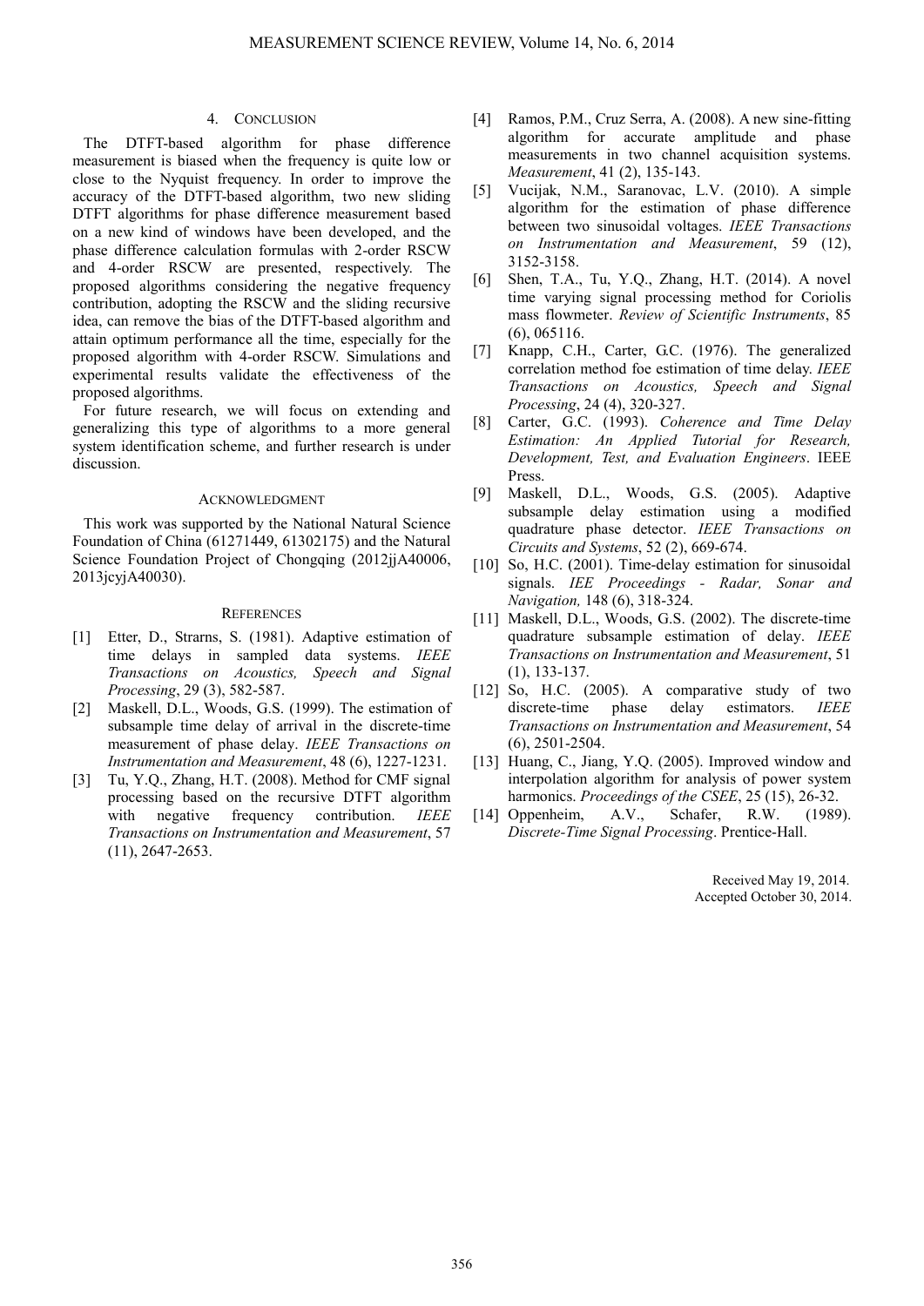## 4. CONCLUSION

The DTFT-based algorithm for phase difference measurement is biased when the frequency is quite low or close to the Nyquist frequency. In order to improve the accuracy of the DTFT-based algorithm, two new sliding DTFT algorithms for phase difference measurement based on a new kind of windows have been developed, and the phase difference calculation formulas with 2-order RSCW and 4-order RSCW are presented, respectively. The proposed algorithms considering the negative frequency contribution, adopting the RSCW and the sliding recursive idea, can remove the bias of the DTFT-based algorithm and attain optimum performance all the time, especially for the proposed algorithm with 4-order RSCW. Simulations and experimental results validate the effectiveness of the proposed algorithms.

For future research, we will focus on extending and generalizing this type of algorithms to a more general system identification scheme, and further research is under discussion.

## ACKNOWLEDGMENT

This work was supported by the National Natural Science Foundation of China (61271449, 61302175) and the Natural Science Foundation Project of Chongqing (2012jjA40006, 2013jcyjA40030).

## REFERENCES

[1] Etter, D., Strarns, S. (1981). Adaptive estimation of time delays in sampled data systems. *IEEE Transactions on Acoustics, Speech and Signal Processing*, 29 (3), 582-587.

[2] Maskell, D.L., Woods, G.S. (1999). The estimation of subsample time delay of arrival in the discrete-time measurement of phase delay. *IEEE Transactions on Instrumentation and Measurement*, 48 (6), 1227-1231.

[3] Tu, Y.Q., Zhang, H.T. (2008). Method for CMF signal processing based on the recursive DTFT algorithm with negative frequency contribution. *IEEE Transactions on Instrumentation and Measurement*, 57 (11), 2647-2653.

[4] Ramos, P.M., Cruz Serra, A. (2008). A new sine-fitting algorithm for accurate amplitude and phase measurements in two channel acquisition systems. *Measurement*, 41 (2), 135-143.

[5] Vucijak, N.M., Saranovac, L.V. (2010). A simple algorithm for the estimation of phase difference between two sinusoidal voltages. *IEEE Transactions on Instrumentation and Measurement*, 59 (12), 3152-3158.

[6] Shen, T.A., Tu, Y.Q., Zhang, H.T. (2014). A novel time varying signal processing method for Coriolis mass flowmeter. *Review of Scientific Instruments*, 85 (6), 065116.

[7] Knapp, C.H., Carter, G.C. (1976). The generalized correlation method foe estimation of time delay. *IEEE Transactions on Acoustics, Speech and Signal Processing*, 24 (4), 320-327.

[8] Carter, G.C. (1993). *Coherence and Time Delay Estimation: An Applied Tutorial for Research, Development, Test, and Evaluation Engineers*. IEEE Press.

[9] Maskell, D.L., Woods, G.S. (2005). Adaptive subsample delay estimation using a modified quadrature phase detector. *IEEE Transactions on Circuits and Systems*, 52 (2), 669-674.

[10] So, H.C. (2001). Time-delay estimation for sinusoidal signals. *IEE Proceedings - Radar, Sonar and Navigation,* 148 (6), 318-324.

[11] Maskell, D.L., Woods, G.S. (2002). The discrete-time quadrature subsample estimation of delay. *IEEE Transactions on Instrumentation and Measurement*, 51 (1), 133-137.

[12] So, H.C. (2005). A comparative study of two discrete-time phase delay estimators. *IEEE Transactions on Instrumentation and Measurement*, 54 (6), 2501-2504.

[13] Huang, C., Jiang, Y.Q. (2005). Improved window and interpolation algorithm for analysis of power system harmonics. *Proceedings of the CSEE*, 25 (15), 26-32.

[14] Oppenheim, A.V., Schafer, R.W. (1989). *Discrete-Time Signal Processing*. Prentice-Hall.

Received May 19, 2014.
Accepted October 30, 2014.